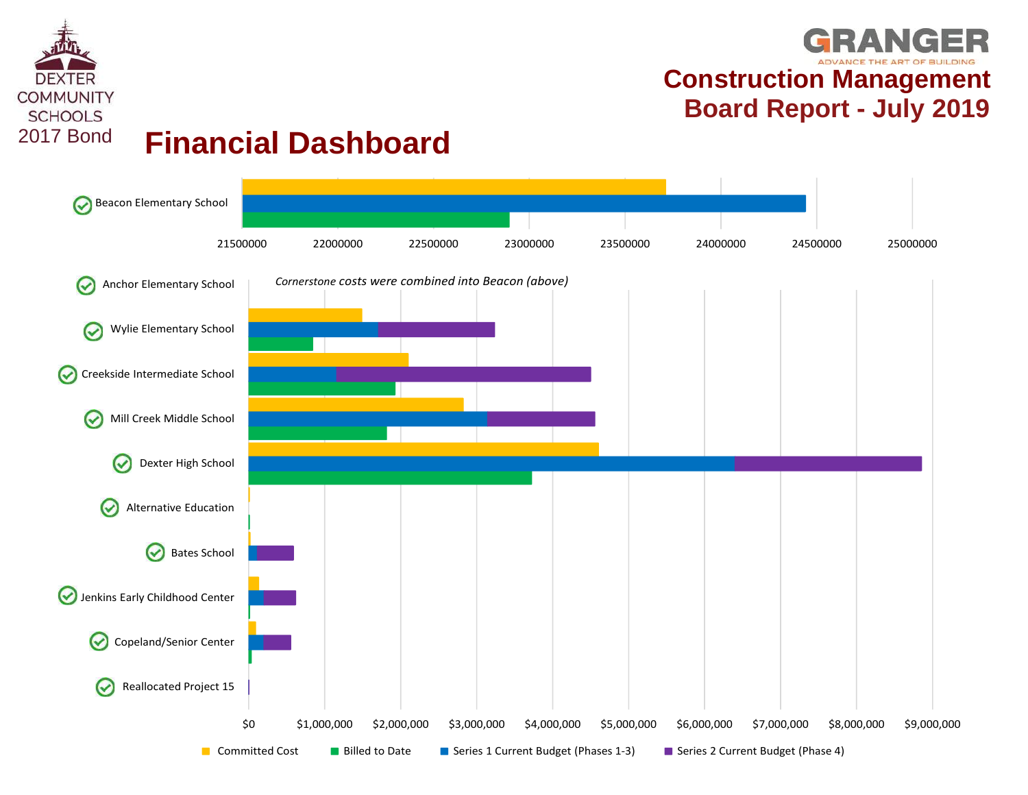DEXTER COMMUNITY SCHOOLS 2017 Bond

GRANGER
ADVANCE THE ART OF BUILDING

# Construction Management Board Report - July 2019

# Financial Dashboard

Beacon Elementary School

21500000 22000000 22500000 23000000 23500000 24000000 24500000 25000000

Anchor Elementary School

*Cornerstone costs were combined into Beacon (above)*

Wylie Elementary School

Creekside Intermediate School

Mill Creek Middle School

Dexter High School

Alternative Education

Bates School

Jenkins Early Childhood Center

Copeland/Senior Center

Reallocated Project 15

$0 $1,000,000 $2,000,000 $3,000,000 $4,000,000 $5,000,000 $6,000,000 $7,000,000 $8,000,000 $9,000,000

Committed Cost | Billed to Date | Series 1 Current Budget (Phases 1-3) | Series 2 Current Budget (Phase 4)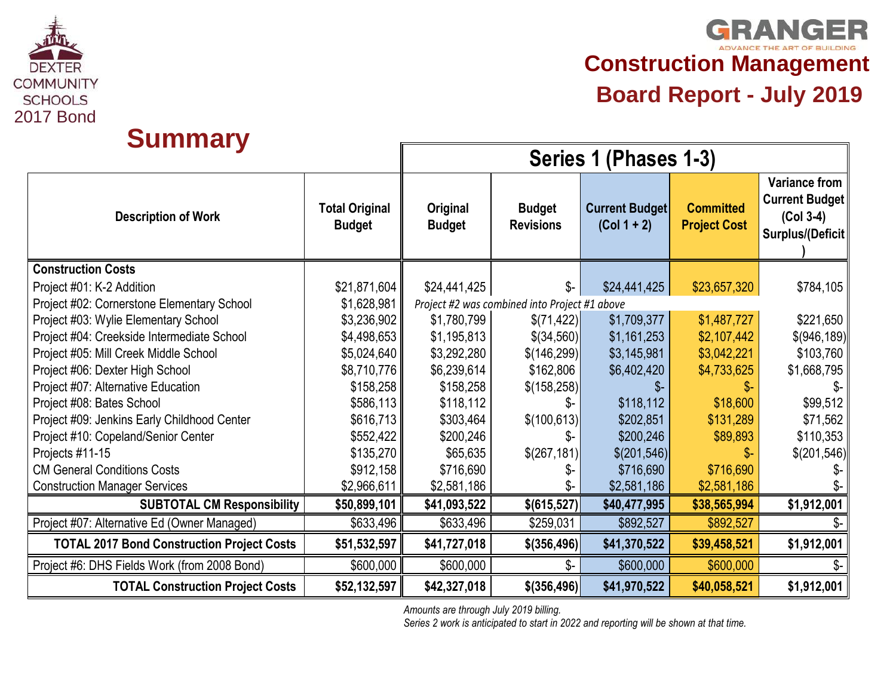DEXTER COMMUNITY SCHOOLS 2017 Bond

GRANGER ADVANCE THE ART OF BUILDING

# Construction Management

# Board Report - July 2019

## Summary

| Description of Work | Total Original Budget | Series 1 (Phases 1-3) | | | | |
|---|---|---|---|---|---|---|
| | | Original Budget | Budget Revisions | Current Budget (Col 1 + 2) | Committed Project Cost | Variance from Current Budget (Col 3-4) Surplus/(Deficit) |
| **Construction Costs** | | | | | | |
| Project #01: K-2 Addition | $21,871,604 | $24,441,425 | $- | $24,441,425 | $23,657,320 | $784,105 |
| Project #02: Cornerstone Elementary School | $1,628,981 | *Project #2 was combined into Project #1 above* | | | | |
| Project #03: Wylie Elementary School | $3,236,902 | $1,780,799 | $(71,422) | $1,709,377 | $1,487,727 | $221,650 |
| Project #04: Creekside Intermediate School | $4,498,653 | $1,195,813 | $(34,560) | $1,161,253 | $2,107,442 | $(946,189) |
| Project #05: Mill Creek Middle School | $5,024,640 | $3,292,280 | $(146,299) | $3,145,981 | $3,042,221 | $103,760 |
| Project #06: Dexter High School | $8,710,776 | $6,239,614 | $162,806 | $6,402,420 | $4,733,625 | $1,668,795 |
| Project #07: Alternative Education | $158,258 | $158,258 | $(158,258) | $- | $- | $- |
| Project #08: Bates School | $586,113 | $118,112 | $- | $118,112 | $18,600 | $99,512 |
| Project #09: Jenkins Early Childhood Center | $616,713 | $303,464 | $(100,613) | $202,851 | $131,289 | $71,562 |
| Project #10: Copeland/Senior Center | $552,422 | $200,246 | $- | $200,246 | $89,893 | $110,353 |
| Projects #11-15 | $135,270 | $65,635 | $(267,181) | $(201,546) | $- | $(201,546) |
| CM General Conditions Costs | $912,158 | $716,690 | $- | $716,690 | $716,690 | $- |
| Construction Manager Services | $2,966,611 | $2,581,186 | $- | $2,581,186 | $2,581,186 | $- |
| **SUBTOTAL CM Responsibility** | **$50,899,101** | **$41,093,522** | **$(615,527)** | **$40,477,995** | **$38,565,994** | **$1,912,001** |
| Project #07: Alternative Ed (Owner Managed) | $633,496 | $633,496 | $259,031 | $892,527 | $892,527 | $- |
| **TOTAL 2017 Bond Construction Project Costs** | **$51,532,597** | **$41,727,018** | **$(356,496)** | **$41,370,522** | **$39,458,521** | **$1,912,001** |
| Project #6: DHS Fields Work (from 2008 Bond) | $600,000 | $600,000 | $- | $600,000 | $600,000 | $- |
| **TOTAL Construction Project Costs** | **$52,132,597** | **$42,327,018** | **$(356,496)** | **$41,970,522** | **$40,058,521** | **$1,912,001** |

*Amounts are through July 2019 billing.*

*Series 2 work is anticipated to start in 2022 and reporting will be shown at that time.*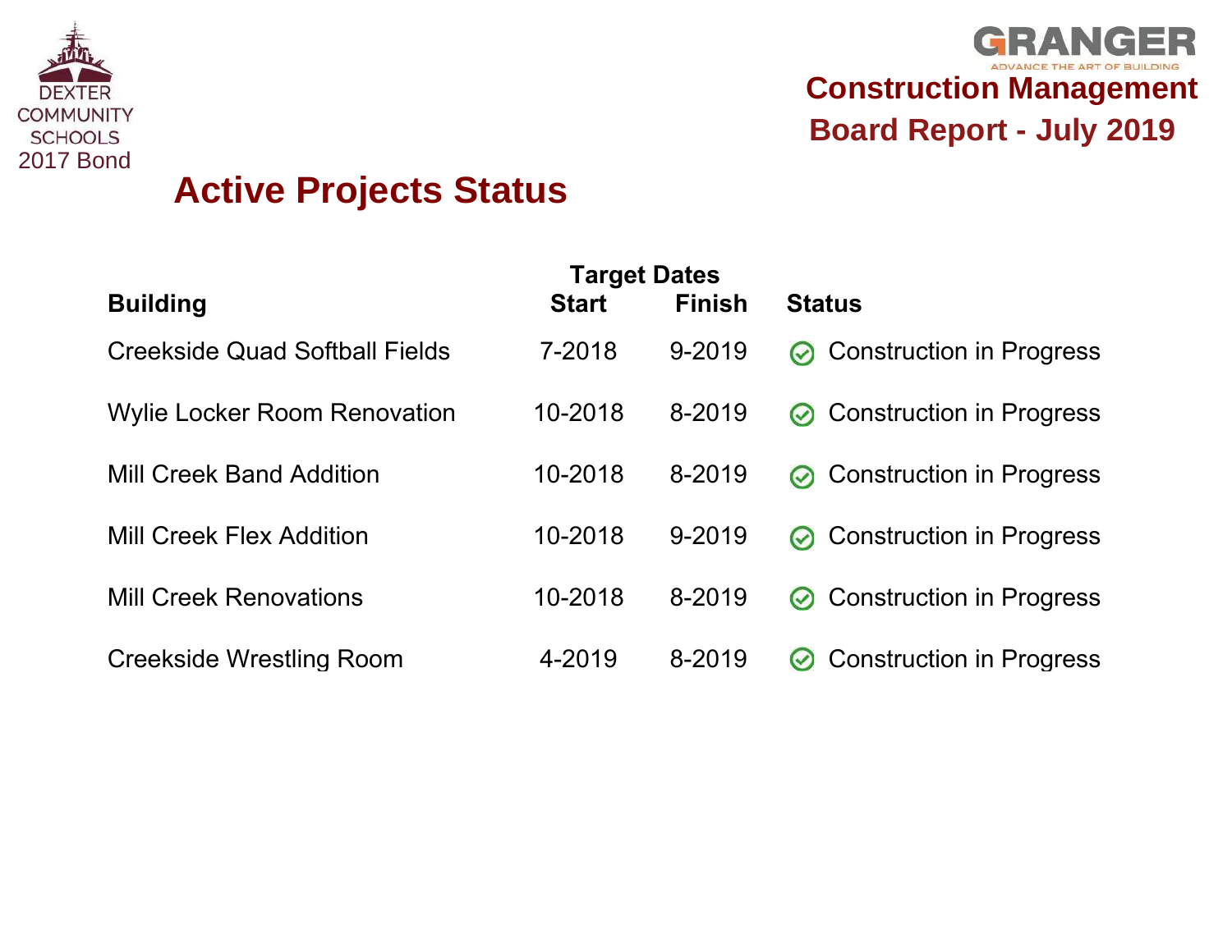DEXTER COMMUNITY SCHOOLS 2017 Bond

GRANGER
ADVANCE THE ART OF BUILDING

**Construction Management**
**Board Report - July 2019**

# Active Projects Status

| Building | Target Dates Start | Target Dates Finish | Status |
|---|---|---|---|
| Creekside Quad Softball Fields | 7-2018 | 9-2019 | Construction in Progress |
| Wylie Locker Room Renovation | 10-2018 | 8-2019 | Construction in Progress |
| Mill Creek Band Addition | 10-2018 | 8-2019 | Construction in Progress |
| Mill Creek Flex Addition | 10-2018 | 9-2019 | Construction in Progress |
| Mill Creek Renovations | 10-2018 | 8-2019 | Construction in Progress |
| Creekside Wrestling Room | 4-2019 | 8-2019 | Construction in Progress |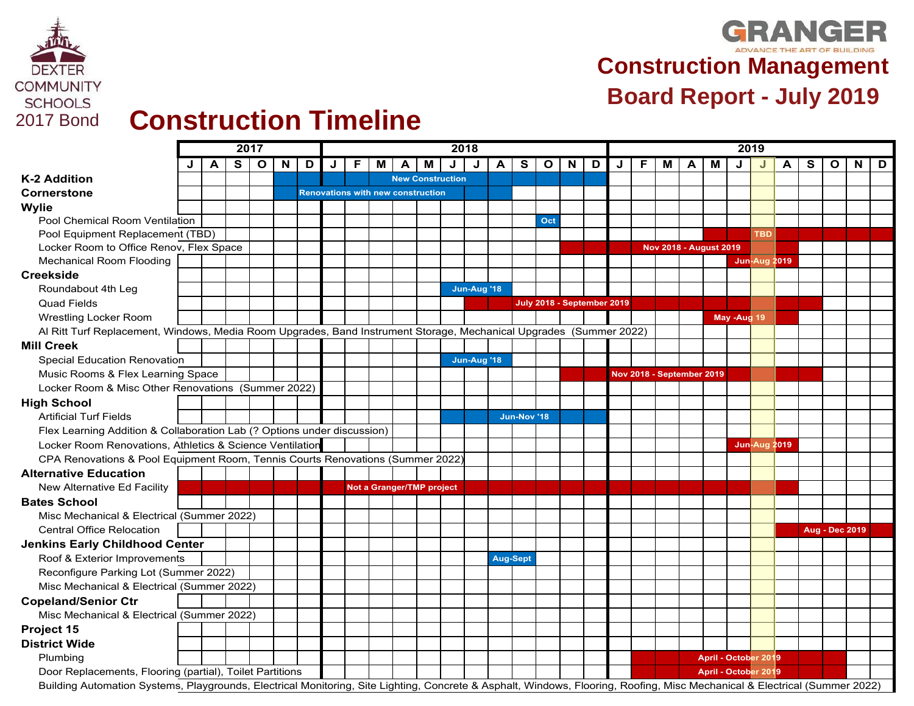DEXTER COMMUNITY SCHOOLS 2017 Bond

GRANGER
ADVANCE THE ART OF BUILDING

# Construction Management
## Board Report - July 2019

# Construction Timeline

| Project | 2017 | Schedule | 2018 | Schedule | 2019 | Schedule |
|---|---|---|---|---|---|---|
| **K-2 Addition** | | Nov–Dec 2017 | | Jan–Dec 2018 (New Construction) | | |
| **Cornerstone** | | Nov–Dec 2017 | | Jan–Aug 2018 (Renovations with new construction) | | |
| **Wylie** | | | | | | |
| Pool Chemical Room Ventilation | | | | Oct | | |
| Pool Equipment Replacement (TBD) | | | | | | May–Dec 2019 (TBD) |
| Locker Room to Office Renov, Flex Space | | | | Nov 2018 - August 2019 | | Nov 2018 - August 2019 |
| Mechanical Room Flooding | | | | | | Jun-Aug 2019 |
| **Creekside** | | | | | | |
| Roundabout 4th Leg | | | | Jun-Aug '18 | | |
| Quad Fields | | | | July 2018 - September 2019 | | July 2018 - September 2019 |
| Wrestling Locker Room | | | | | | May -Aug 19 |
| Al Ritt Turf Replacement, Windows, Media Room Upgrades, Band Instrument Storage, Mechanical Upgrades (Summer 2022) | | | | | | |
| **Mill Creek** | | | | | | |
| Special Education Renovation | | | | Jun-Aug '18 | | |
| Music Rooms & Flex Learning Space | | | | Nov 2018 - September 2019 | | Nov 2018 - September 2019 |
| Locker Room & Misc Other Renovations (Summer 2022) | | | | | | |
| **High School** | | | | | | |
| Artificial Turf Fields | | | | Jun-Nov '18 | | |
| Flex Learning Addition & Collaboration Lab (? Options under discussion) | | | | | | |
| Locker Room Renovations, Athletics & Science Ventilation | | | | | | Jun-Aug 2019 |
| CPA Renovations & Pool Equipment Room, Tennis Courts Renovations (Summer 2022) | | | | | | |
| **Alternative Education** | | | | | | |
| New Alternative Ed Facility | | Jul–Dec 2017 | | Not a Granger/TMP project | | Jan–Aug 2019 |
| **Bates School** | | | | | | |
| Misc Mechanical & Electrical (Summer 2022) | | | | | | |
| Central Office Relocation | | | | | | Aug - Dec 2019 |
| **Jenkins Early Childhood Center** | | | | | | |
| Roof & Exterior Improvements | | | | Aug-Sept | | |
| Reconfigure Parking Lot (Summer 2022) | | | | | | |
| Misc Mechanical & Electrical (Summer 2022) | | | | | | |
| **Copeland/Senior Ctr** | | | | | | |
| Misc Mechanical & Electrical (Summer 2022) | | | | | | |
| **Project 15** | | | | | | |
| **District Wide** | | | | | | |
| Plumbing | | | | | | April - October 2019 |
| Door Replacements, Flooring (partial), Toilet Partitions | | | | | | April - October 2019 |
| Building Automation Systems, Playgrounds, Electrical Monitoring, Site Lighting, Concrete & Asphalt, Windows, Flooring, Roofing, Misc Mechanical & Electrical (Summer 2022) | | | | | | |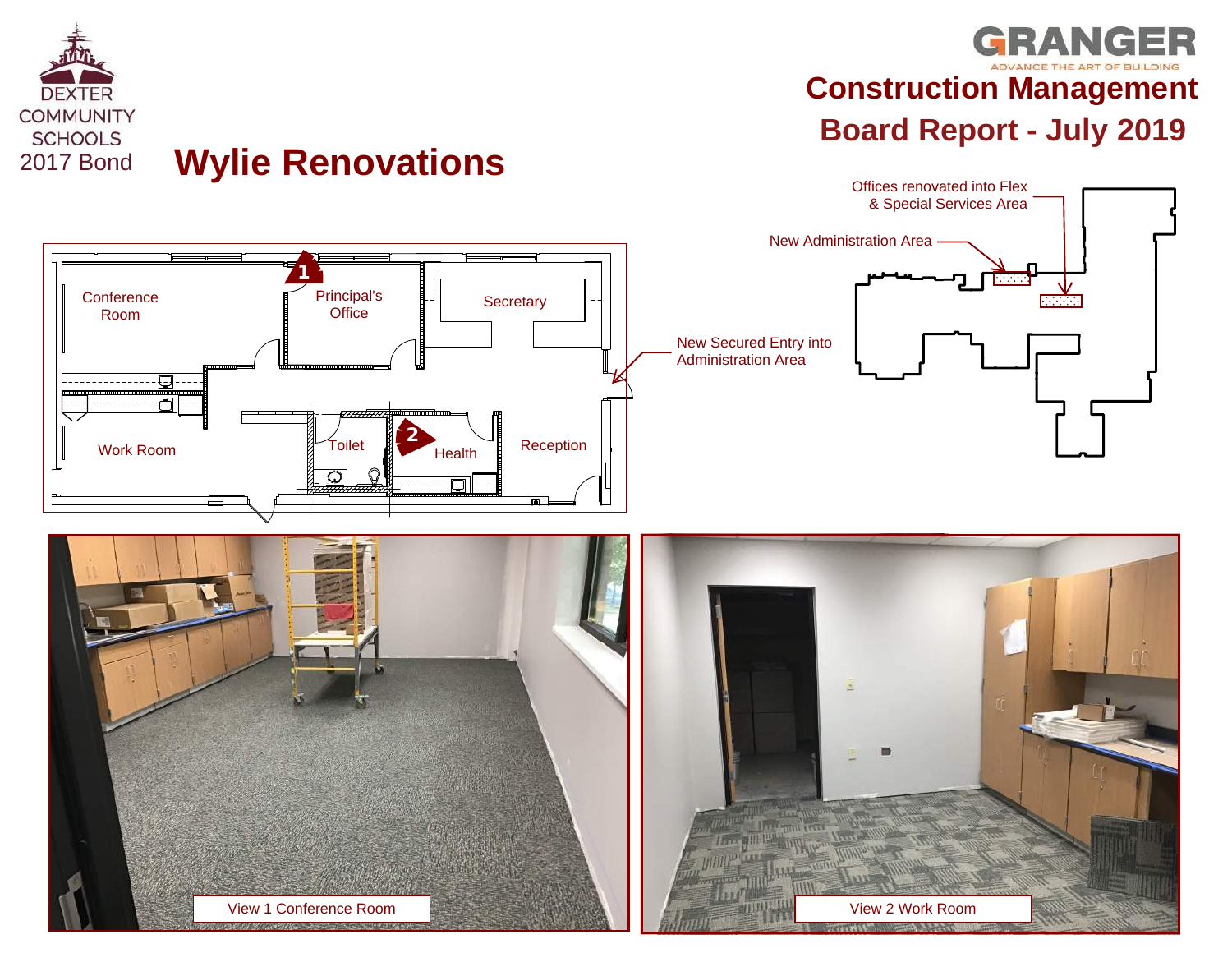DEXTER COMMUNITY SCHOOLS
2017 Bond

GRANGER
ADVANCE THE ART OF BUILDING

# Construction Management Board Report - July 2019

# Wylie Renovations

Offices renovated into Flex & Special Services Area

New Administration Area

New Secured Entry into Administration Area

Conference Room

Principal's Office

Secretary

Work Room

Toilet

Health

Reception

View 1 Conference Room

View 2 Work Room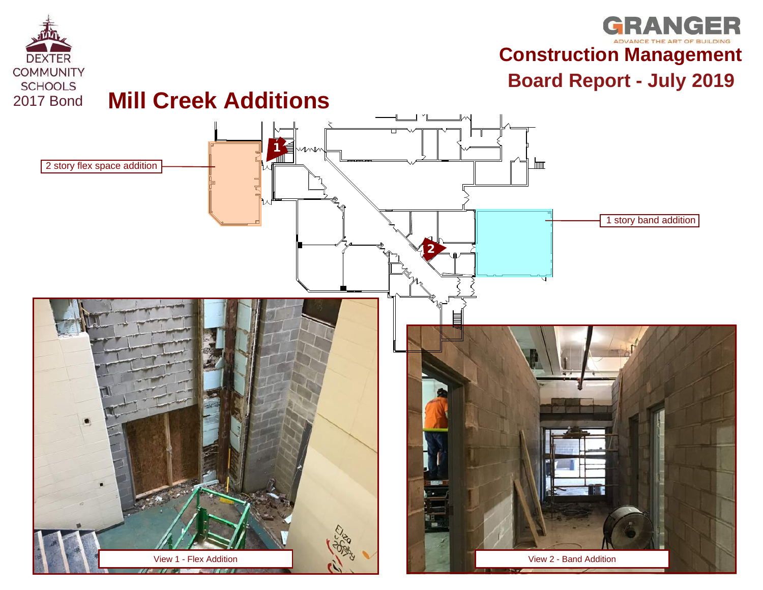DEXTER COMMUNITY SCHOOLS 2017 Bond

GRANGER
ADVANCE THE ART OF BUILDING

# Construction Management Board Report - July 2019

## Mill Creek Additions

2 story flex space addition

1 story band addition

View 1 - Flex Addition

View 2 - Band Addition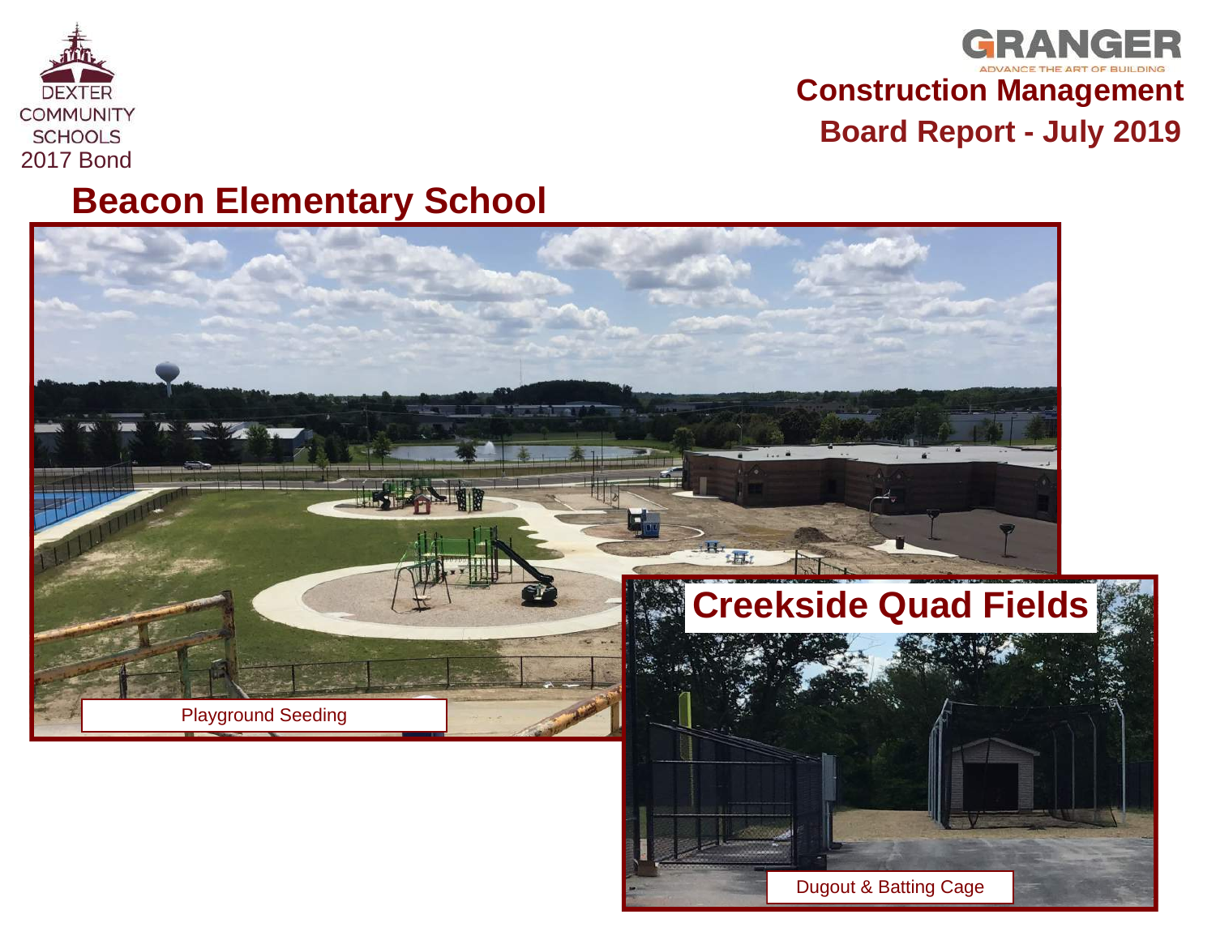DEXTER COMMUNITY SCHOOLS
2017 Bond

GRANGER
ADVANCE THE ART OF BUILDING

**Construction Management**
**Board Report - July 2019**

# Beacon Elementary School

Playground Seeding

## Creekside Quad Fields

Dugout & Batting Cage